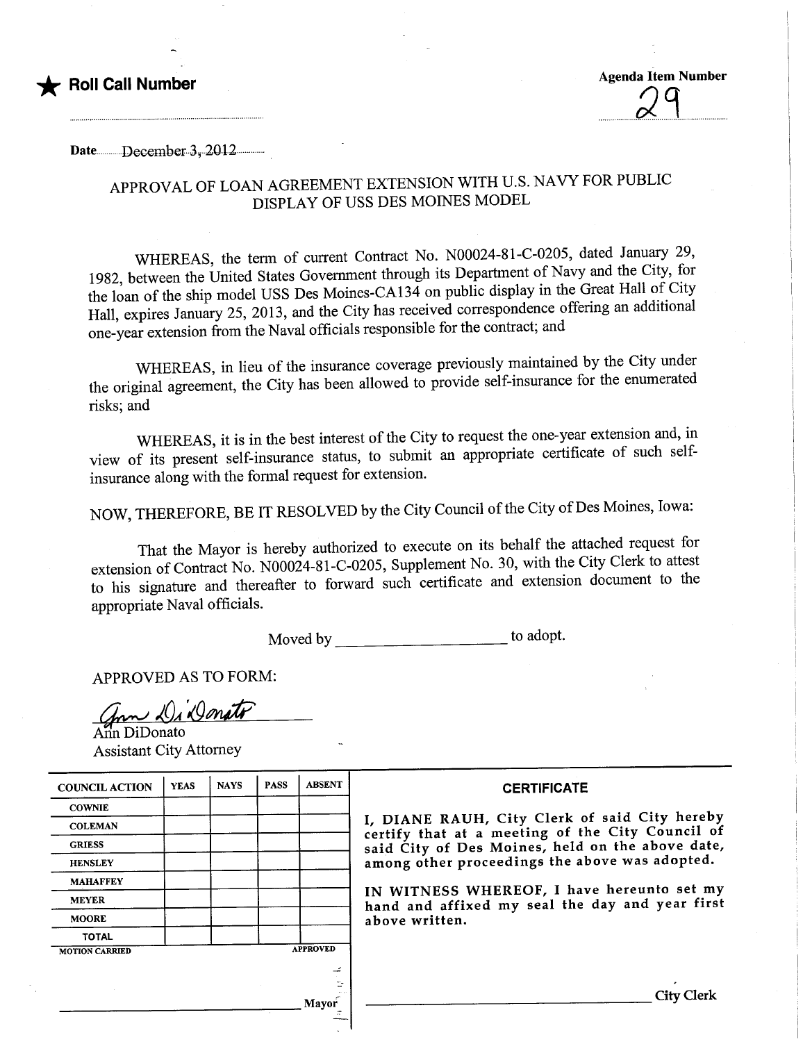★ **Roll Call Number**

**Agenda Item Number**
29

Date December 3, 2012

## APPROVAL OF LOAN AGREEMENT EXTENSION WITH U.S. NAVY FOR PUBLIC DISPLAY OF USS DES MOINES MODEL

WHEREAS, the term of current Contract No. N00024-81-C-0205, dated January 29, 1982, between the United States Government through its Department of Navy and the City, for the loan of the ship model USS Des Moines-CA134 on public display in the Great Hall of City Hall, expires January 25, 2013, and the City has received correspondence offering an additional one-year extension from the Naval officials responsible for the contract; and

WHEREAS, in lieu of the insurance coverage previously maintained by the City under the original agreement, the City has been allowed to provide self-insurance for the enumerated risks; and

WHEREAS, it is in the best interest of the City to request the one-year extension and, in view of its present self-insurance status, to submit an appropriate certificate of such self-insurance along with the formal request for extension.

NOW, THEREFORE, BE IT RESOLVED by the City Council of the City of Des Moines, Iowa:

That the Mayor is hereby authorized to execute on its behalf the attached request for extension of Contract No. N00024-81-C-0205, Supplement No. 30, with the City Clerk to attest to his signature and thereafter to forward such certificate and extension document to the appropriate Naval officials.

Moved by ____________________ to adopt.

APPROVED AS TO FORM:

Ann DiDonato
Assistant City Attorney

| COUNCIL ACTION | YEAS | NAYS | PASS | ABSENT |
|---|---|---|---|---|
| COWNIE | | | | |
| COLEMAN | | | | |
| GRIESS | | | | |
| HENSLEY | | | | |
| MAHAFFEY | | | | |
| MEYER | | | | |
| MOORE | | | | |
| TOTAL | | | | |

MOTION CARRIED APPROVED

____________________ Mayor

**CERTIFICATE**

I, DIANE RAUH, City Clerk of said City hereby certify that at a meeting of the City Council of said City of Des Moines, held on the above date, among other proceedings the above was adopted.

IN WITNESS WHEREOF, I have hereunto set my hand and affixed my seal the day and year first above written.

____________________ City Clerk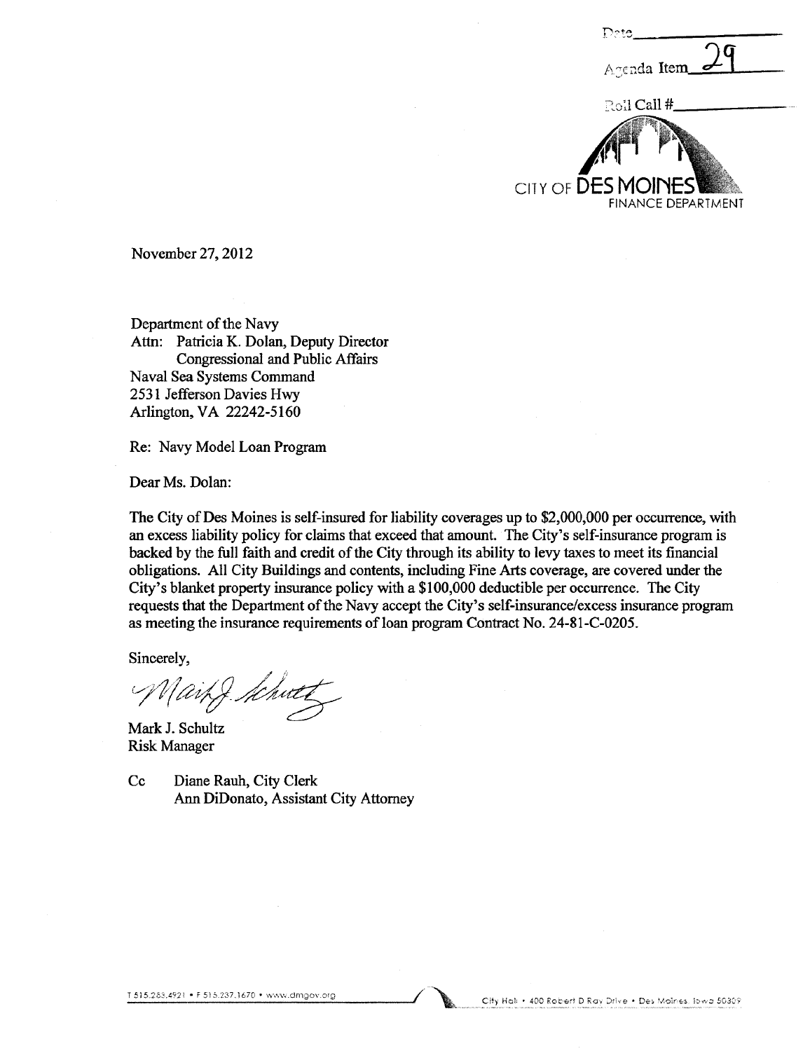Date\_\_\_\_\_\_\_\_\_\_\_\_\_\_\_\_

Agenda Item 29

Roll Call #\_\_\_\_\_\_\_\_\_\_\_\_

CITY OF DES MOINES
FINANCE DEPARTMENT

November 27, 2012

Department of the Navy
Attn: Patricia K. Dolan, Deputy Director
Congressional and Public Affairs
Naval Sea Systems Command
2531 Jefferson Davies Hwy
Arlington, VA 22242-5160

Re: Navy Model Loan Program

Dear Ms. Dolan:

The City of Des Moines is self-insured for liability coverages up to $2,000,000 per occurrence, with an excess liability policy for claims that exceed that amount. The City's self-insurance program is backed by the full faith and credit of the City through its ability to levy taxes to meet its financial obligations. All City Buildings and contents, including Fine Arts coverage, are covered under the City's blanket property insurance policy with a $100,000 deductible per occurrence. The City requests that the Department of the Navy accept the City's self-insurance/excess insurance program as meeting the insurance requirements of loan program Contract No. 24-81-C-0205.

Sincerely,

Mark J. Schultz
Risk Manager

Cc Diane Rauh, City Clerk
Ann DiDonato, Assistant City Attorney

T 515.283.4921 • F 515.237.1670 • www.dmgov.org

City Hall • 400 Robert D Ray Drive • Des Moines, Iowa 50309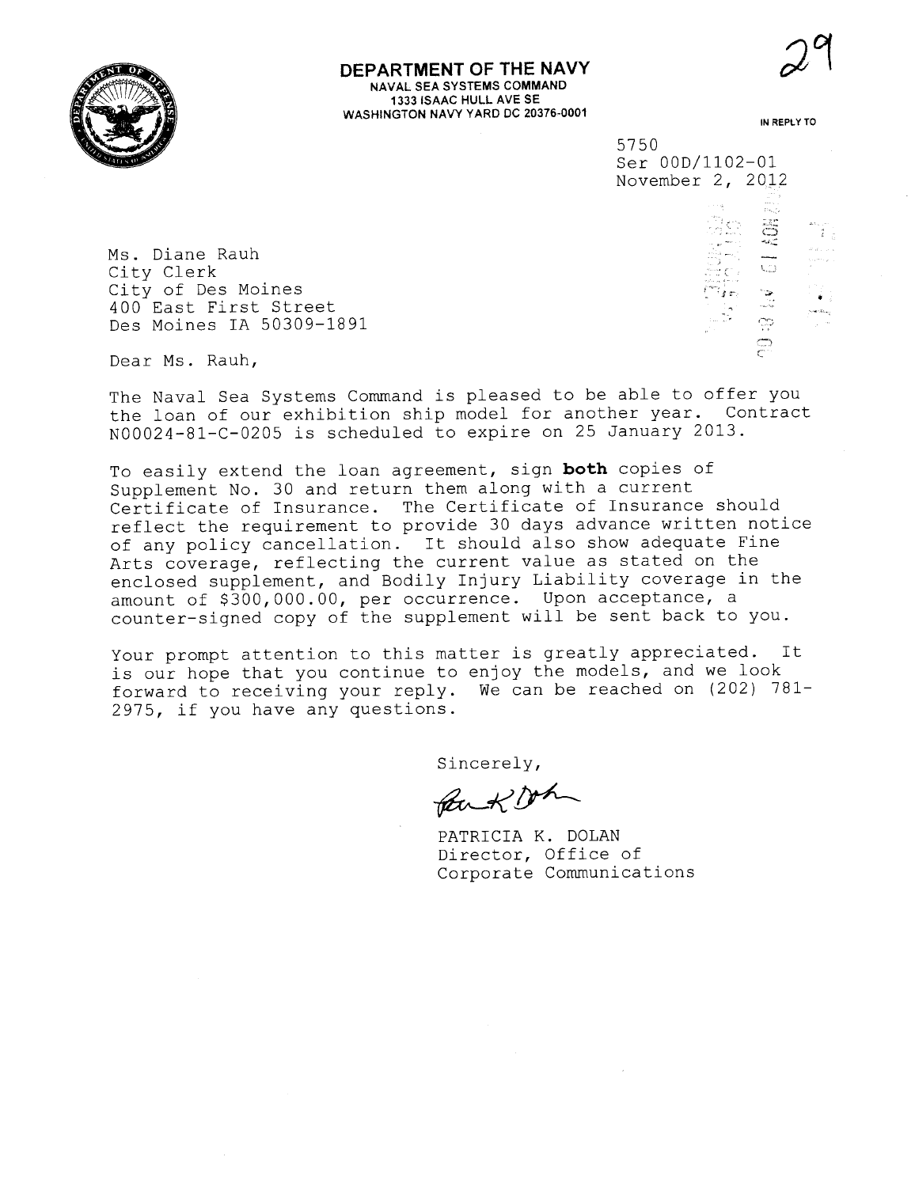# DEPARTMENT OF THE NAVY

**NAVAL SEA SYSTEMS COMMAND**
**1333 ISAAC HULL AVE SE**
**WASHINGTON NAVY YARD DC 20376-0001**

29

IN REPLY TO

5750
Ser 00D/1102-01
November 2, 2012

Ms. Diane Rauh
City Clerk
City of Des Moines
400 East First Street
Des Moines IA 50309-1891

Dear Ms. Rauh,

The Naval Sea Systems Command is pleased to be able to offer you the loan of our exhibition ship model for another year. Contract N00024-81-C-0205 is scheduled to expire on 25 January 2013.

To easily extend the loan agreement, sign **both** copies of Supplement No. 30 and return them along with a current Certificate of Insurance. The Certificate of Insurance should reflect the requirement to provide 30 days advance written notice of any policy cancellation. It should also show adequate Fine Arts coverage, reflecting the current value as stated on the enclosed supplement, and Bodily Injury Liability coverage in the amount of $300,000.00, per occurrence. Upon acceptance, a counter-signed copy of the supplement will be sent back to you.

Your prompt attention to this matter is greatly appreciated. It is our hope that you continue to enjoy the models, and we look forward to receiving your reply. We can be reached on (202) 781-2975, if you have any questions.

Sincerely,

PATRICIA K. DOLAN
Director, Office of
Corporate Communications